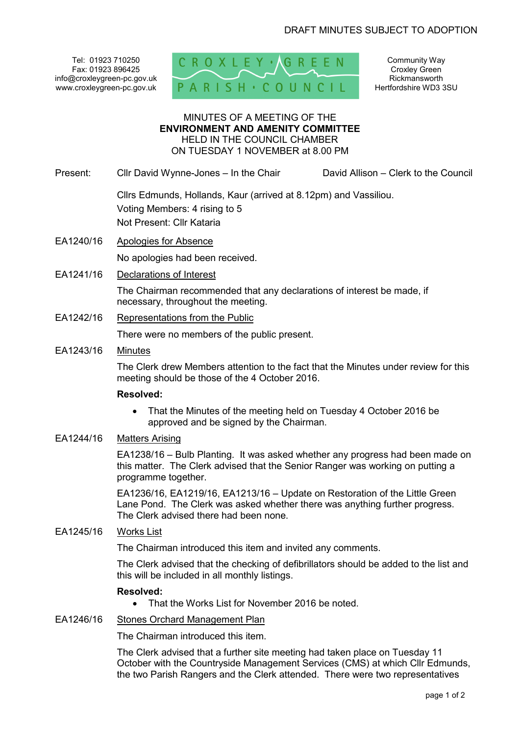DRAFT MINUTES SUBJECT TO ADOPTION

Tel: 01923 710250
Fax: 01923 896425
info@croxleygreen-pc.gov.uk
www.croxleygreen-pc.gov.uk

CROXLEY GREEN PARISH COUNCIL

Community Way
Croxley Green
Rickmansworth
Hertfordshire WD3 3SU

MINUTES OF A MEETING OF THE
**ENVIRONMENT AND AMENITY COMMITTEE**
HELD IN THE COUNCIL CHAMBER
ON TUESDAY 1 NOVEMBER at 8.00 PM

Present: Cllr David Wynne-Jones – In the Chair    David Allison – Clerk to the Council

Cllrs Edmunds, Hollands, Kaur (arrived at 8.12pm) and Vassiliou.
Voting Members: 4 rising to 5
Not Present: Cllr Kataria

EA1240/16 Apologies for Absence

No apologies had been received.

EA1241/16 Declarations of Interest

The Chairman recommended that any declarations of interest be made, if necessary, throughout the meeting.

EA1242/16 Representations from the Public

There were no members of the public present.

EA1243/16 Minutes

The Clerk drew Members attention to the fact that the Minutes under review for this meeting should be those of the 4 October 2016.

**Resolved:**

- That the Minutes of the meeting held on Tuesday 4 October 2016 be approved and be signed by the Chairman.

EA1244/16 Matters Arising

EA1238/16 – Bulb Planting. It was asked whether any progress had been made on this matter. The Clerk advised that the Senior Ranger was working on putting a programme together.

EA1236/16, EA1219/16, EA1213/16 – Update on Restoration of the Little Green Lane Pond. The Clerk was asked whether there was anything further progress. The Clerk advised there had been none.

EA1245/16 Works List

The Chairman introduced this item and invited any comments.

The Clerk advised that the checking of defibrillators should be added to the list and this will be included in all monthly listings.

**Resolved:**

- That the Works List for November 2016 be noted.

EA1246/16 Stones Orchard Management Plan

The Chairman introduced this item.

The Clerk advised that a further site meeting had taken place on Tuesday 11 October with the Countryside Management Services (CMS) at which Cllr Edmunds, the two Parish Rangers and the Clerk attended. There were two representatives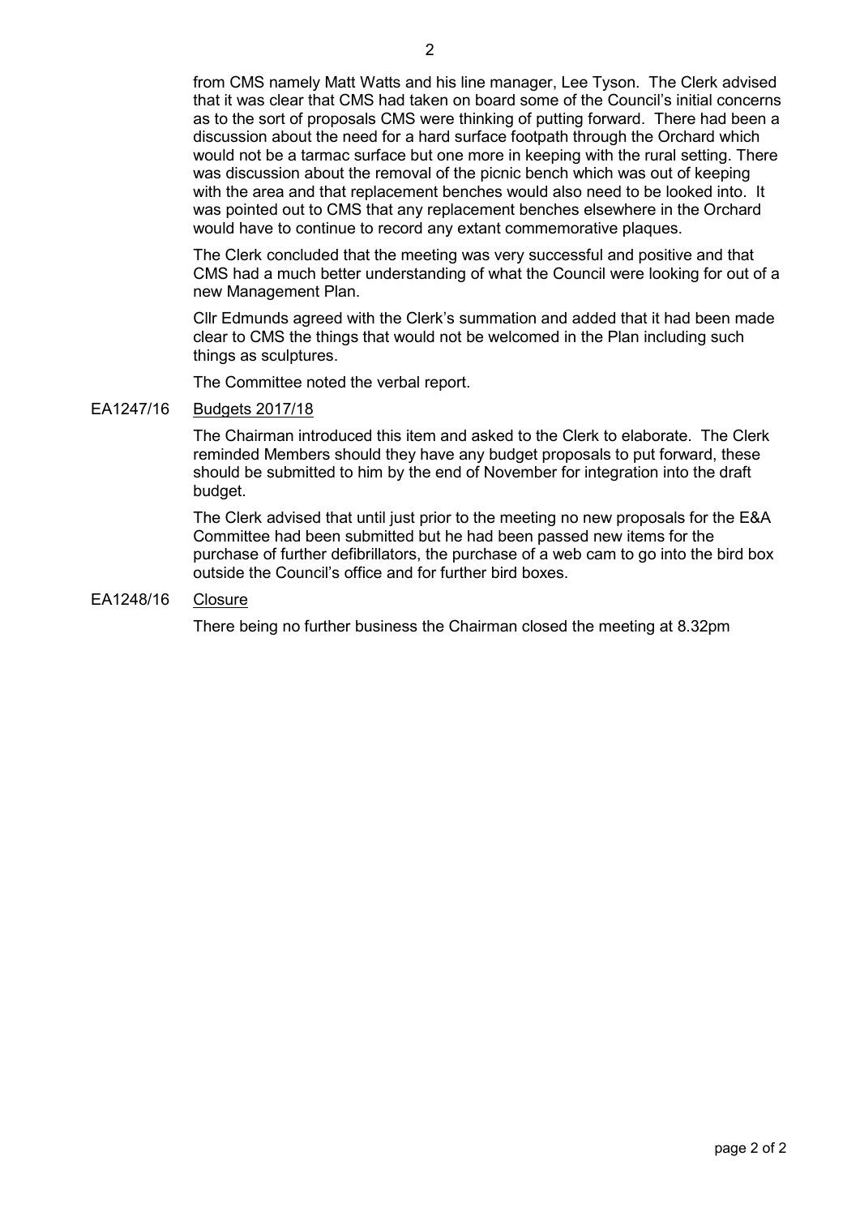from CMS namely Matt Watts and his line manager, Lee Tyson. The Clerk advised that it was clear that CMS had taken on board some of the Council's initial concerns as to the sort of proposals CMS were thinking of putting forward. There had been a discussion about the need for a hard surface footpath through the Orchard which would not be a tarmac surface but one more in keeping with the rural setting. There was discussion about the removal of the picnic bench which was out of keeping with the area and that replacement benches would also need to be looked into. It was pointed out to CMS that any replacement benches elsewhere in the Orchard would have to continue to record any extant commemorative plaques.

The Clerk concluded that the meeting was very successful and positive and that CMS had a much better understanding of what the Council were looking for out of a new Management Plan.

Cllr Edmunds agreed with the Clerk's summation and added that it had been made clear to CMS the things that would not be welcomed in the Plan including such things as sculptures.

The Committee noted the verbal report.

EA1247/16 Budgets 2017/18

The Chairman introduced this item and asked to the Clerk to elaborate. The Clerk reminded Members should they have any budget proposals to put forward, these should be submitted to him by the end of November for integration into the draft budget.

The Clerk advised that until just prior to the meeting no new proposals for the E&A Committee had been submitted but he had been passed new items for the purchase of further defibrillators, the purchase of a web cam to go into the bird box outside the Council's office and for further bird boxes.

EA1248/16 Closure

There being no further business the Chairman closed the meeting at 8.32pm